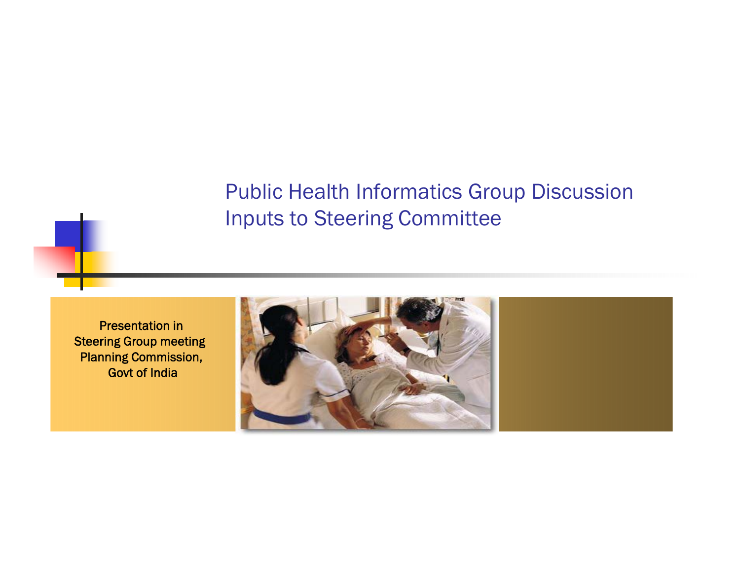# Public Health Informatics Group Discussion Inputs to Steering Committee

Presentation in
Steering Group meeting
Planning Commission,
Govt of India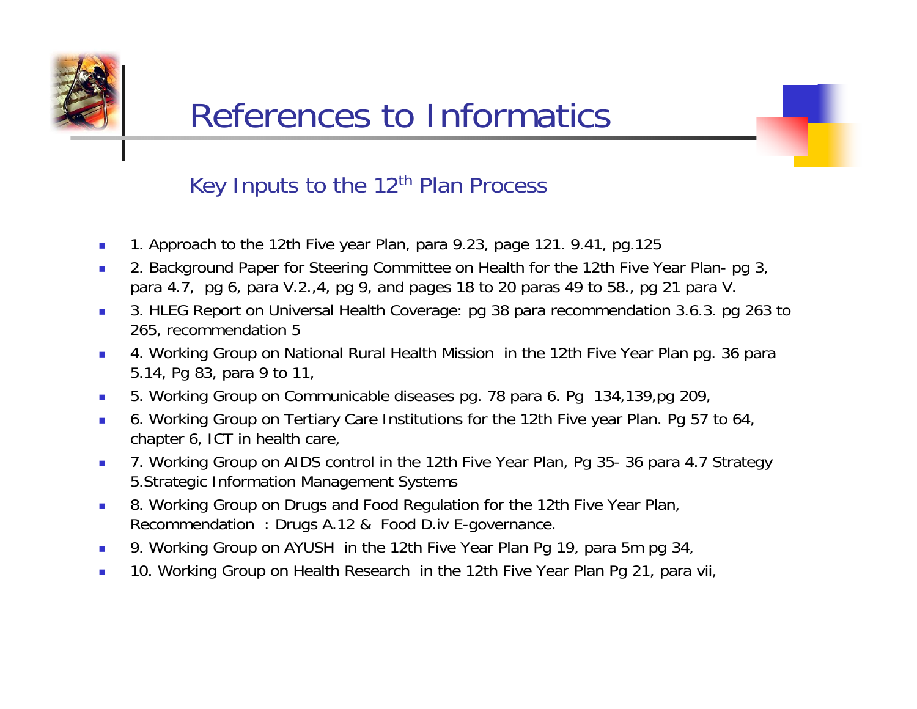# References to Informatics

## Key Inputs to the 12th Plan Process

- 1. Approach to the 12th Five year Plan, para 9.23, page 121. 9.41, pg.125
- 2. Background Paper for Steering Committee on Health for the 12th Five Year Plan- pg 3, para 4.7, pg 6, para V.2.,4, pg 9, and pages 18 to 20 paras 49 to 58., pg 21 para V.
- 3. HLEG Report on Universal Health Coverage: pg 38 para recommendation 3.6.3. pg 263 to 265, recommendation 5
- 4. Working Group on National Rural Health Mission in the 12th Five Year Plan pg. 36 para 5.14, Pg 83, para 9 to 11,
- 5. Working Group on Communicable diseases pg. 78 para 6. Pg 134,139,pg 209,
- 6. Working Group on Tertiary Care Institutions for the 12th Five year Plan. Pg 57 to 64, chapter 6, ICT in health care,
- 7. Working Group on AIDS control in the 12th Five Year Plan, Pg 35- 36 para 4.7 Strategy 5.Strategic Information Management Systems
- 8. Working Group on Drugs and Food Regulation for the 12th Five Year Plan, Recommendation : Drugs A.12 & Food D.iv E-governance.
- 9. Working Group on AYUSH in the 12th Five Year Plan Pg 19, para 5m pg 34,
- 10. Working Group on Health Research in the 12th Five Year Plan Pg 21, para vii,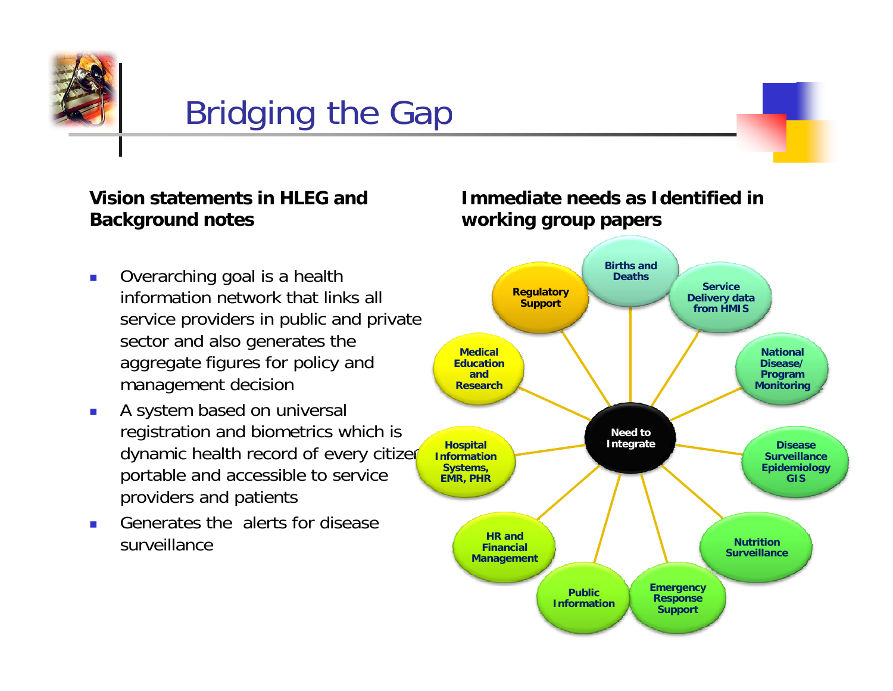# Bridging the Gap

### Vision statements in HLEG and Background notes

- Overarching goal is a health information network that links all service providers in public and private sector and also generates the aggregate figures for policy and management decision
- A system based on universal registration and biometrics which is dynamic health record of every citizen portable and accessible to service providers and patients
- Generates the alerts for disease surveillance

### Immediate needs as Identified in working group papers

**Need to Integrate**

- Births and Deaths
- Service Delivery data from HMIS
- National Disease/ Program Monitoring
- Disease Surveillance Epidemiology GIS
- Nutrition Surveillance
- Emergency Response Support
- Public Information
- HR and Financial Management
- Hospital Information Systems, EMR, PHR
- Medical Education and Research
- Regulatory Support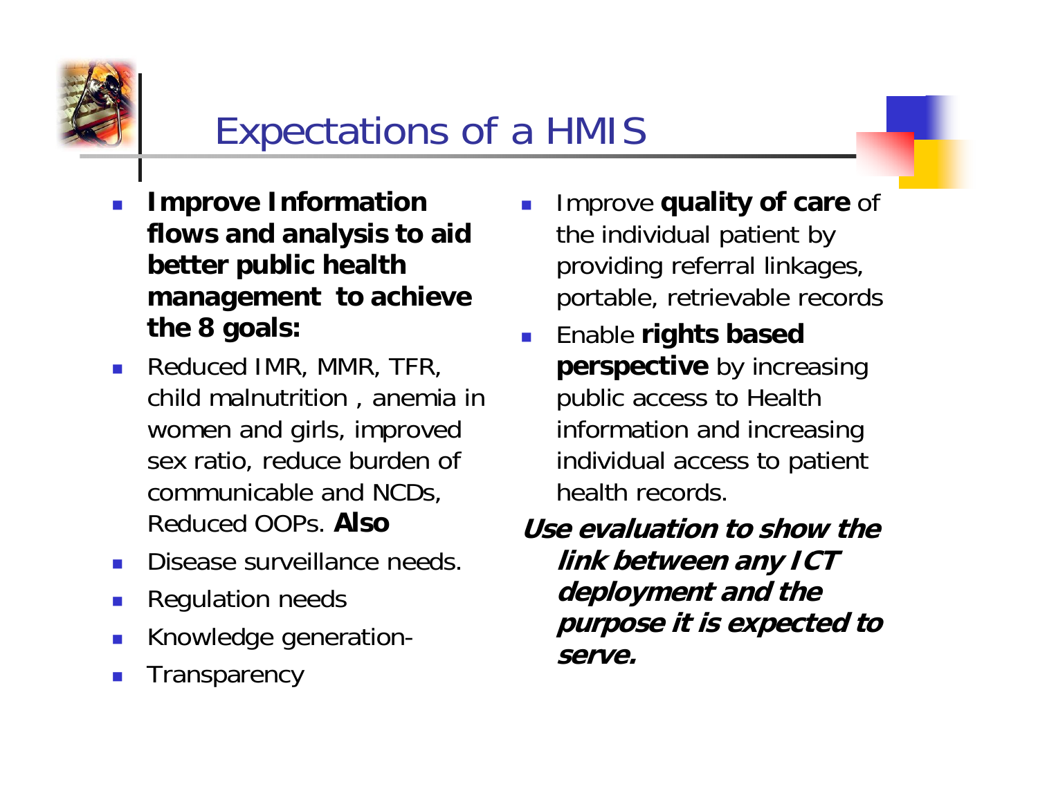# Expectations of a HMIS

- **Improve Information flows and analysis to aid better public health management to achieve the 8 goals:**
- Reduced IMR, MMR, TFR, child malnutrition , anemia in women and girls, improved sex ratio, reduce burden of communicable and NCDs, Reduced OOPs. **Also**
- Disease surveillance needs.
- Regulation needs
- Knowledge generation-
- Transparency
- Improve **quality of care** of the individual patient by providing referral linkages, portable, retrievable records
- Enable **rights based perspective** by increasing public access to Health information and increasing individual access to patient health records.

***Use evaluation to show the link between any ICT deployment and the purpose it is expected to serve.***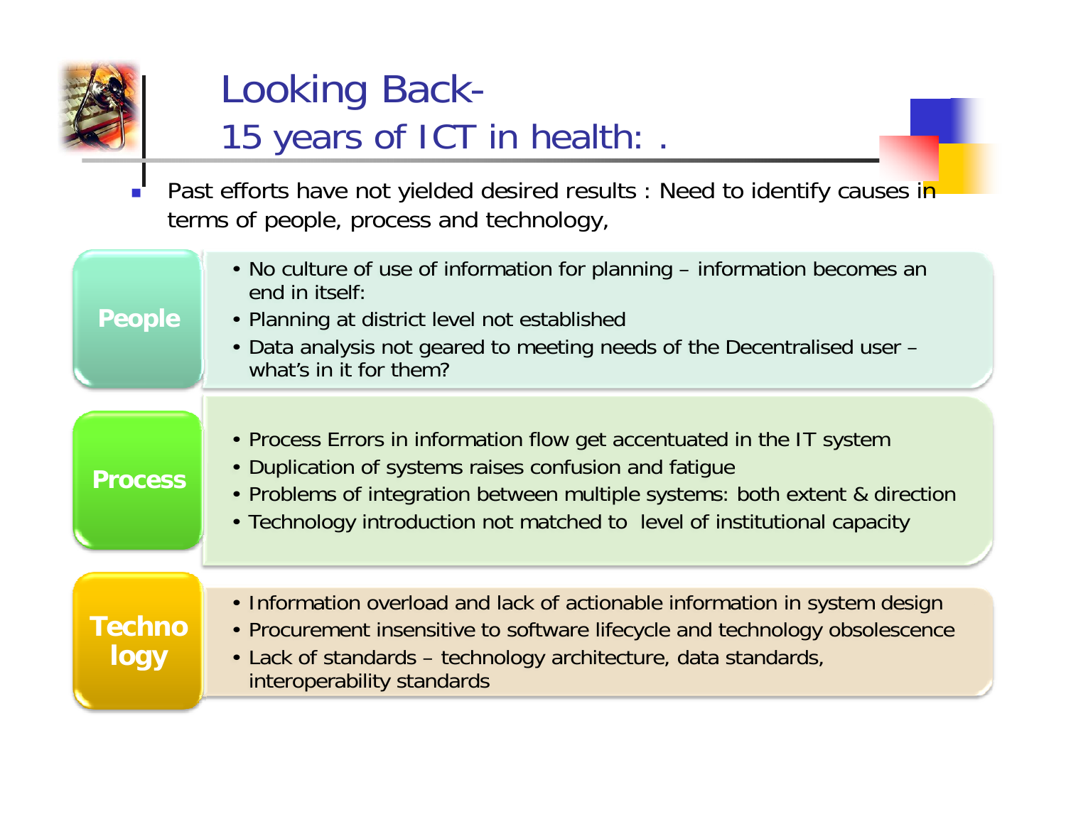# Looking Back-
## 15 years of ICT in health: .

- Past efforts have not yielded desired results : Need to identify causes in terms of people, process and technology,

**People**

- No culture of use of information for planning – information becomes an end in itself:
- Planning at district level not established
- Data analysis not geared to meeting needs of the Decentralised user – what's in it for them?

**Process**

- Process Errors in information flow get accentuated in the IT system
- Duplication of systems raises confusion and fatigue
- Problems of integration between multiple systems: both extent & direction
- Technology introduction not matched to level of institutional capacity

**Technology**

- Information overload and lack of actionable information in system design
- Procurement insensitive to software lifecycle and technology obsolescence
- Lack of standards – technology architecture, data standards, interoperability standards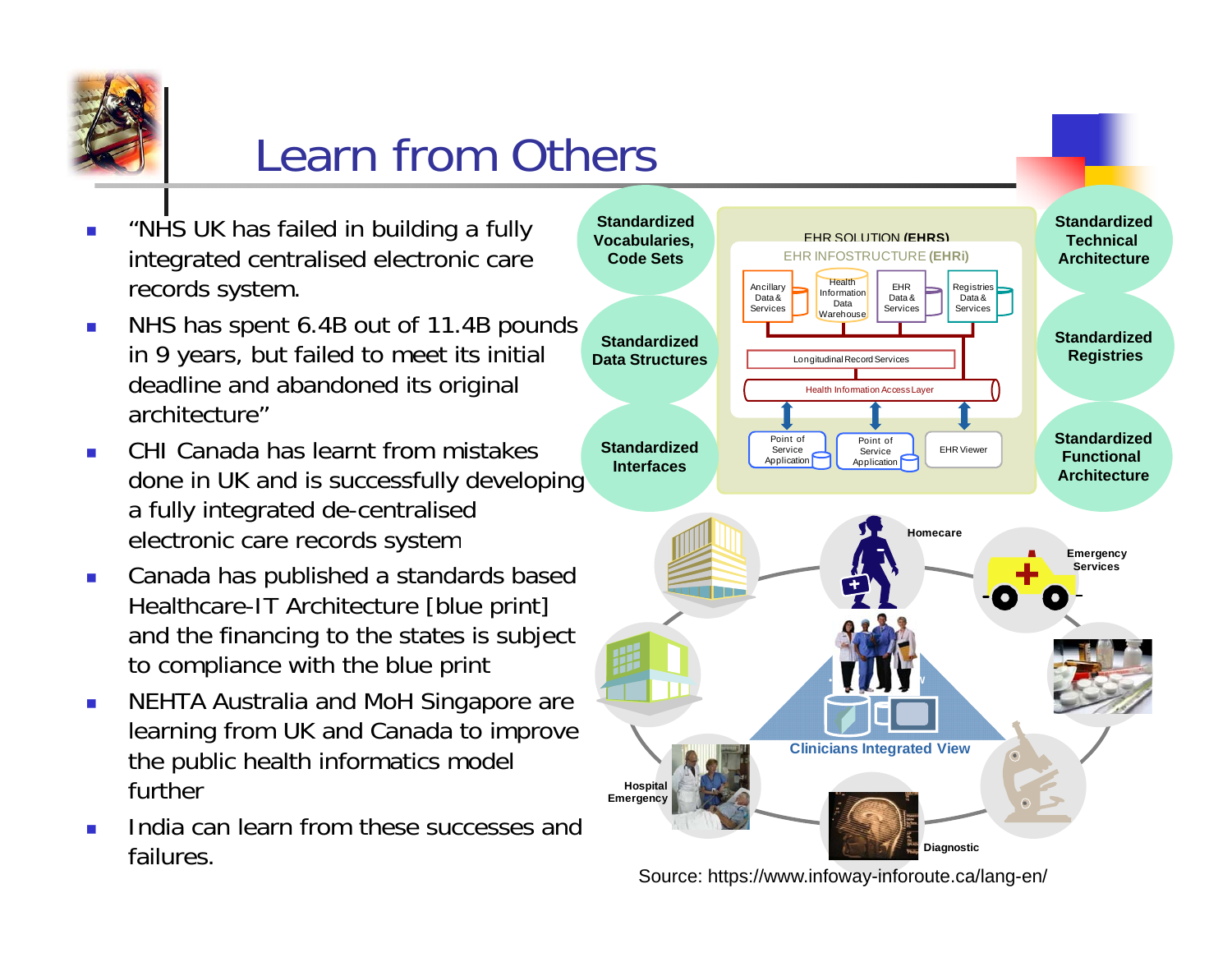# Learn from Others

- "NHS UK has failed in building a fully integrated centralised electronic care records system.
- NHS has spent 6.4B out of 11.4B pounds in 9 years, but failed to meet its initial deadline and abandoned its original architecture"
- CHI Canada has learnt from mistakes done in UK and is successfully developing a fully integrated de-centralised electronic care records system
- Canada has published a standards based Healthcare-IT Architecture [blue print] and the financing to the states is subject to compliance with the blue print
- NEHTA Australia and MoH Singapore are learning from UK and Canada to improve the public health informatics model further
- India can learn from these successes and failures.

Standardized Vocabularies, Code Sets

Standardized Data Structures

Standardized Interfaces

Standardized Technical Architecture

Standardized Registries

Standardized Functional Architecture

EHR SOLUTION **(EHRS)**

EHR INFOSTRUCTURE **(EHRi)**

Ancillary Data & Services | Health Information Data Warehouse | EHR Data & Services | Registries Data & Services

Longitudinal Record Services

Health Information Access Layer

Point of Service Application | Point of Service Application | EHR Viewer

Homecare

Emergency Services

Clinicians Integrated View

Hospital Emergency

Diagnostic

Source: https://www.infoway-inforoute.ca/lang-en/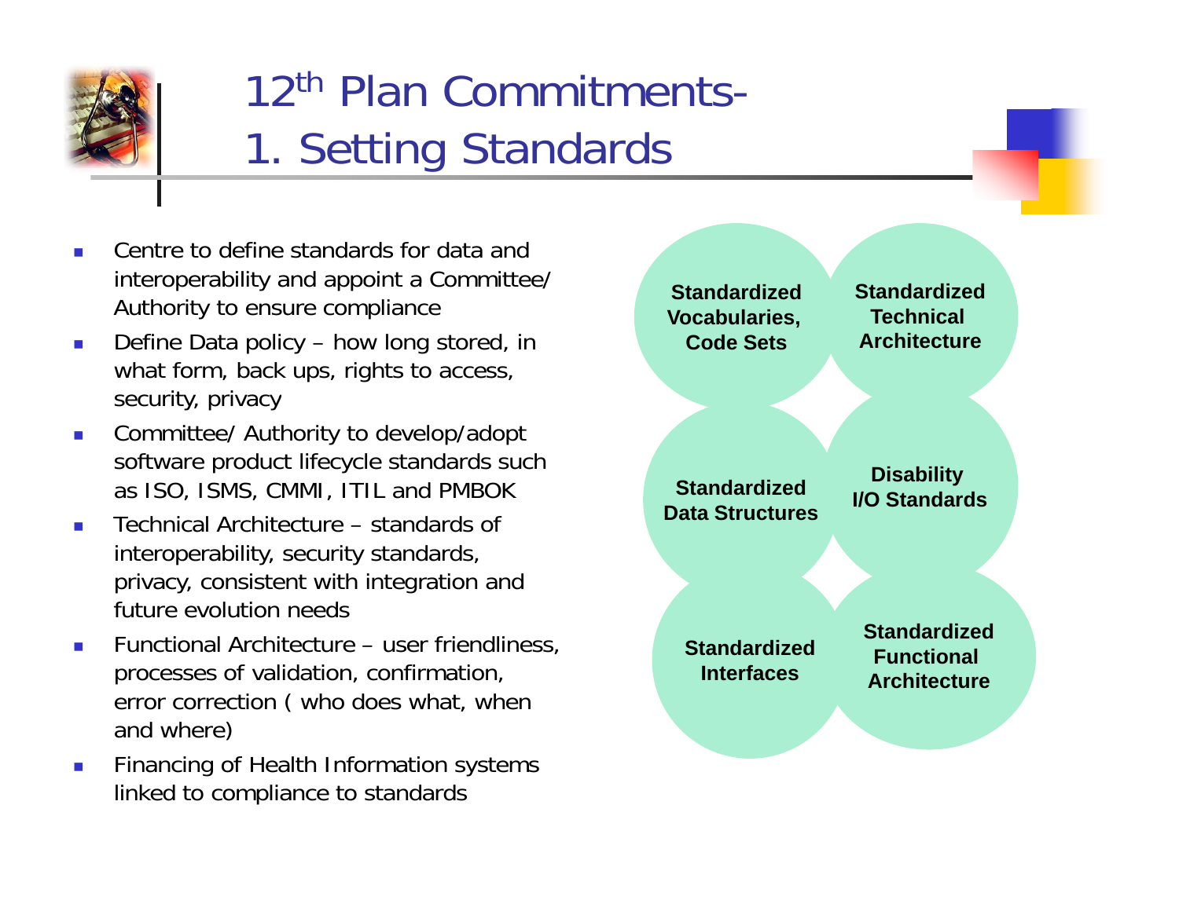# 12th Plan Commitments- 1. Setting Standards

- Centre to define standards for data and interoperability and appoint a Committee/ Authority to ensure compliance
- Define Data policy – how long stored, in what form, back ups, rights to access, security, privacy
- Committee/ Authority to develop/adopt software product lifecycle standards such as ISO, ISMS, CMMI, ITIL and PMBOK
- Technical Architecture – standards of interoperability, security standards, privacy, consistent with integration and future evolution needs
- Functional Architecture – user friendliness, processes of validation, confirmation, error correction ( who does what, when and where)
- Financing of Health Information systems linked to compliance to standards

**Standardized Vocabularies, Code Sets**

**Standardized Technical Architecture**

**Standardized Data Structures**

**Disability I/O Standards**

**Standardized Interfaces**

**Standardized Functional Architecture**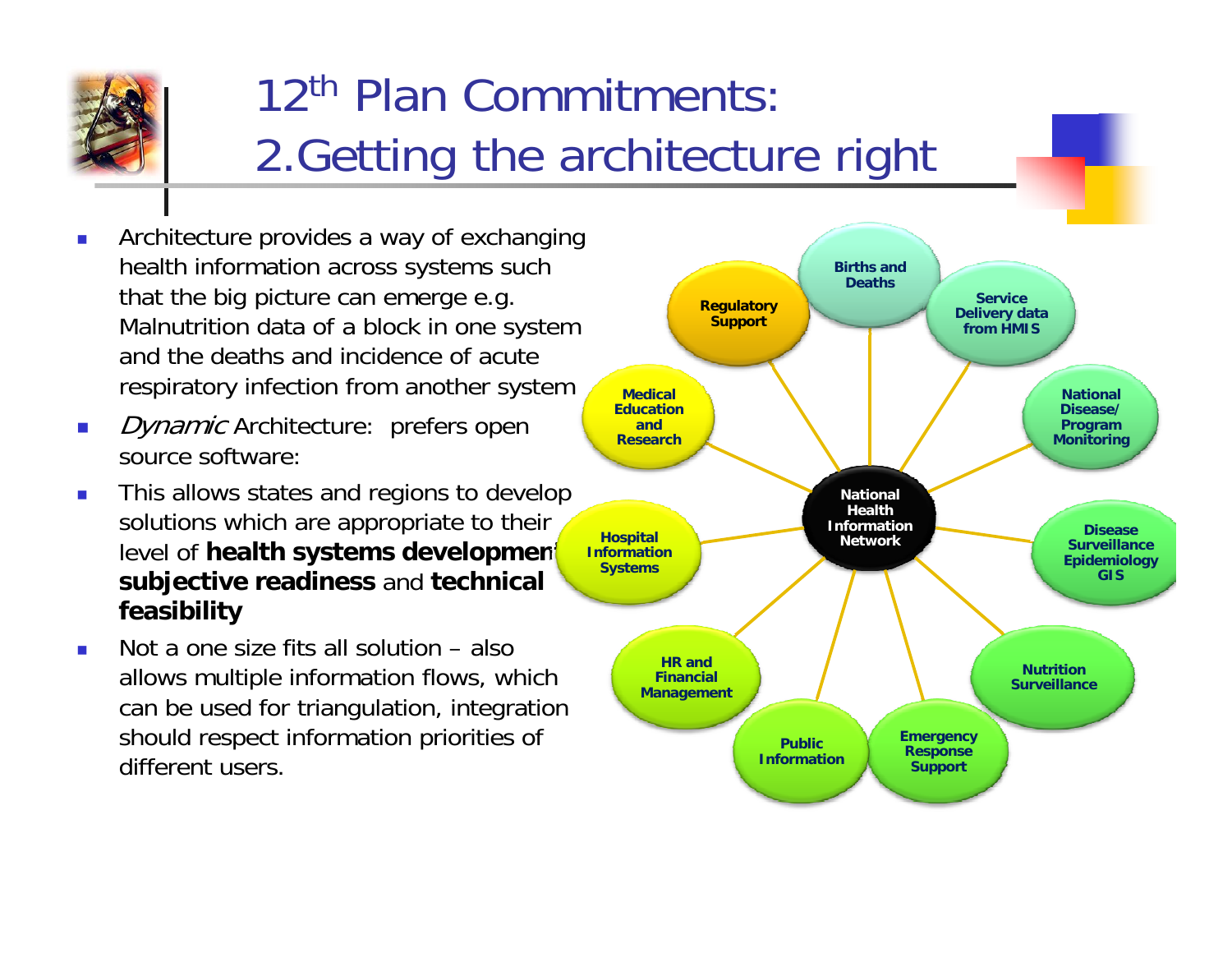# $12^{th}$ Plan Commitments: 2. Getting the architecture right

- Architecture provides a way of exchanging health information across systems such that the big picture can emerge e.g. Malnutrition data of a block in one system and the deaths and incidence of acute respiratory infection from another system
- *Dynamic* Architecture: prefers open source software:
- This allows states and regions to develop solutions which are appropriate to their level of **health systems development, subjective readiness** and **technical feasibility**
- Not a one size fits all solution – also allows multiple information flows, which can be used for triangulation, integration should respect information priorities of different users.

National Health Information Network

- Births and Deaths
- Service Delivery data from HMIS
- National Disease/ Program Monitoring
- Disease Surveillance Epidemiology GIS
- Nutrition Surveillance
- Emergency Response Support
- Public Information
- HR and Financial Management
- Hospital Information Systems
- Medical Education and Research
- Regulatory Support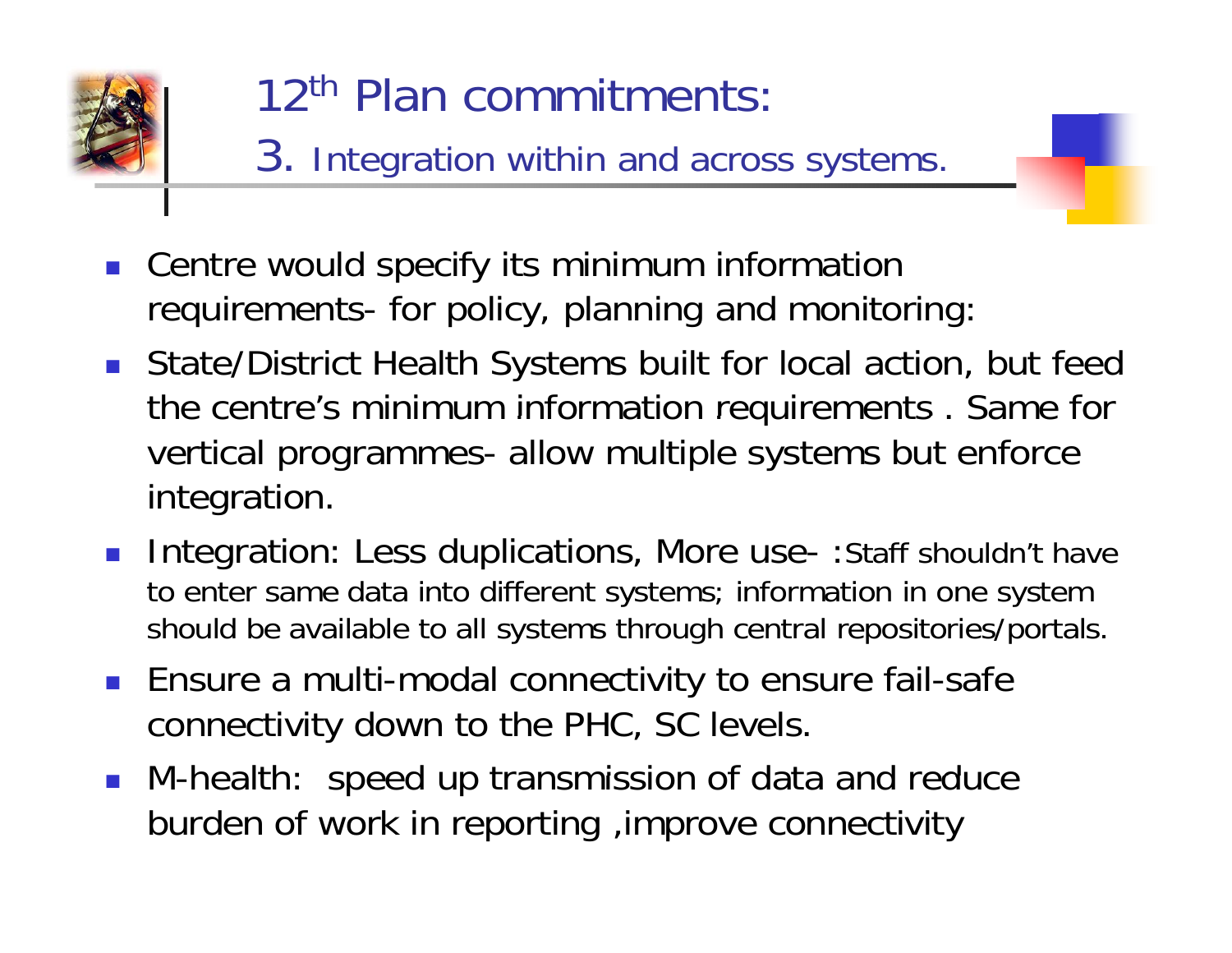# 12th Plan commitments:

## 3. Integration within and across systems.

- Centre would specify its minimum information requirements- for policy, planning and monitoring:
- State/District Health Systems built for local action, but feed the centre's minimum information requirements . Same for vertical programmes- allow multiple systems but enforce integration.
- Integration: Less duplications, More use- :Staff shouldn't have to enter same data into different systems; information in one system should be available to all systems through central repositories/portals.
- Ensure a multi-modal connectivity to ensure fail-safe connectivity down to the PHC, SC levels.
- M-health: speed up transmission of data and reduce burden of work in reporting ,improve connectivity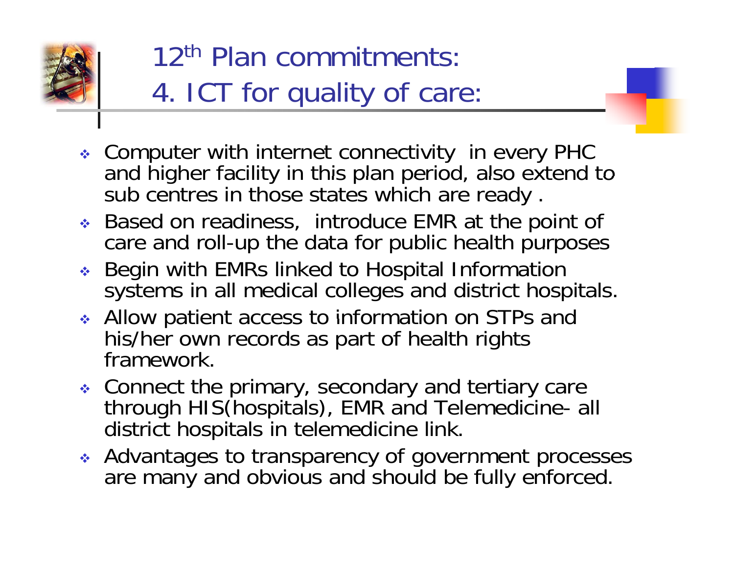# 12th Plan commitments:
# 4. ICT for quality of care:

- Computer with internet connectivity in every PHC and higher facility in this plan period, also extend to sub centres in those states which are ready .
- Based on readiness, introduce EMR at the point of care and roll-up the data for public health purposes
- Begin with EMRs linked to Hospital Information systems in all medical colleges and district hospitals.
- Allow patient access to information on STPs and his/her own records as part of health rights framework.
- Connect the primary, secondary and tertiary care through HIS(hospitals), EMR and Telemedicine- all district hospitals in telemedicine link.
- Advantages to transparency of government processes are many and obvious and should be fully enforced.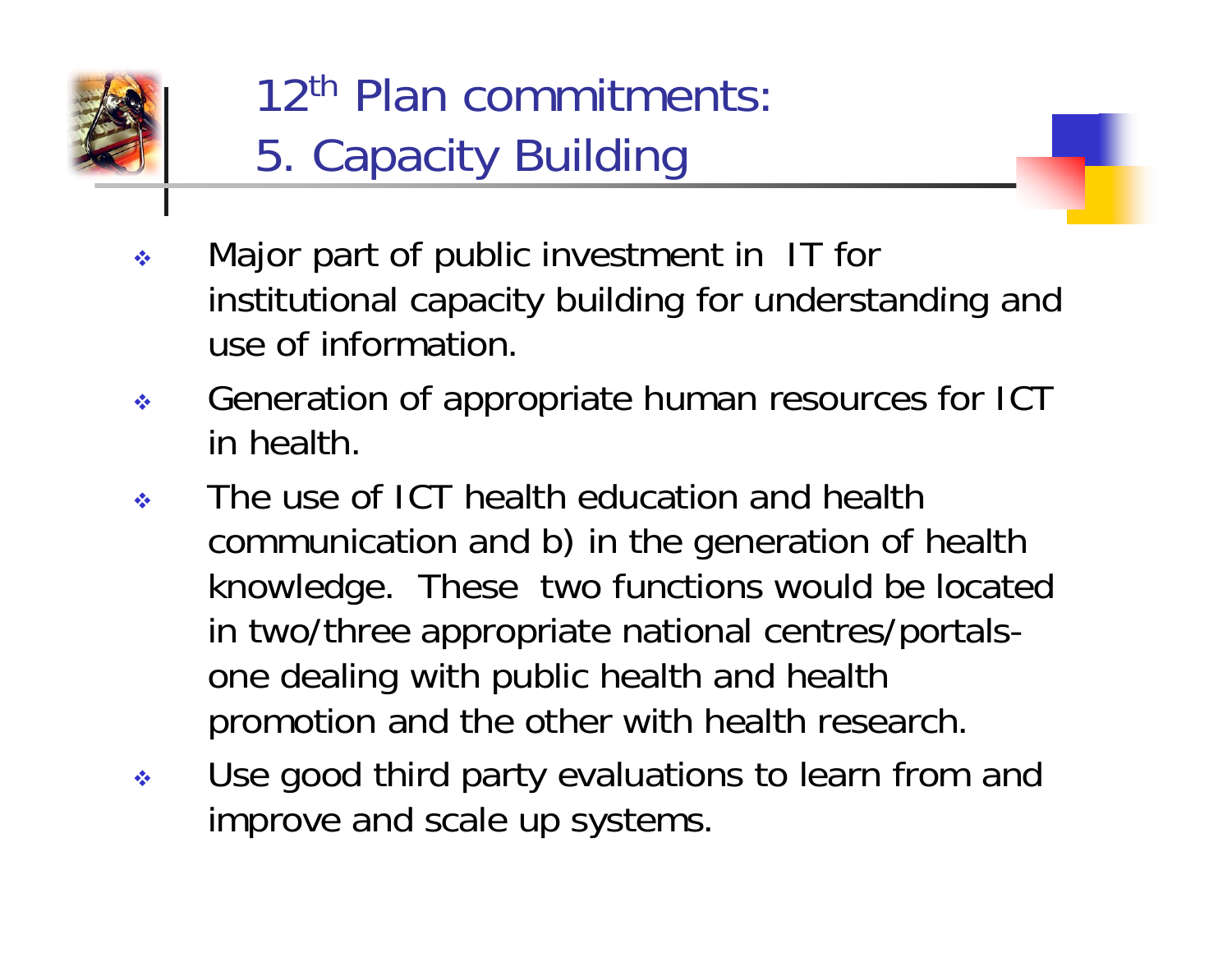# 12th Plan commitments: 5. Capacity Building

- Major part of public investment in IT for institutional capacity building for understanding and use of information.
- Generation of appropriate human resources for ICT in health.
- The use of ICT health education and health communication and b) in the generation of health knowledge. These two functions would be located in two/three appropriate national centres/portals- one dealing with public health and health promotion and the other with health research.
- Use good third party evaluations to learn from and improve and scale up systems.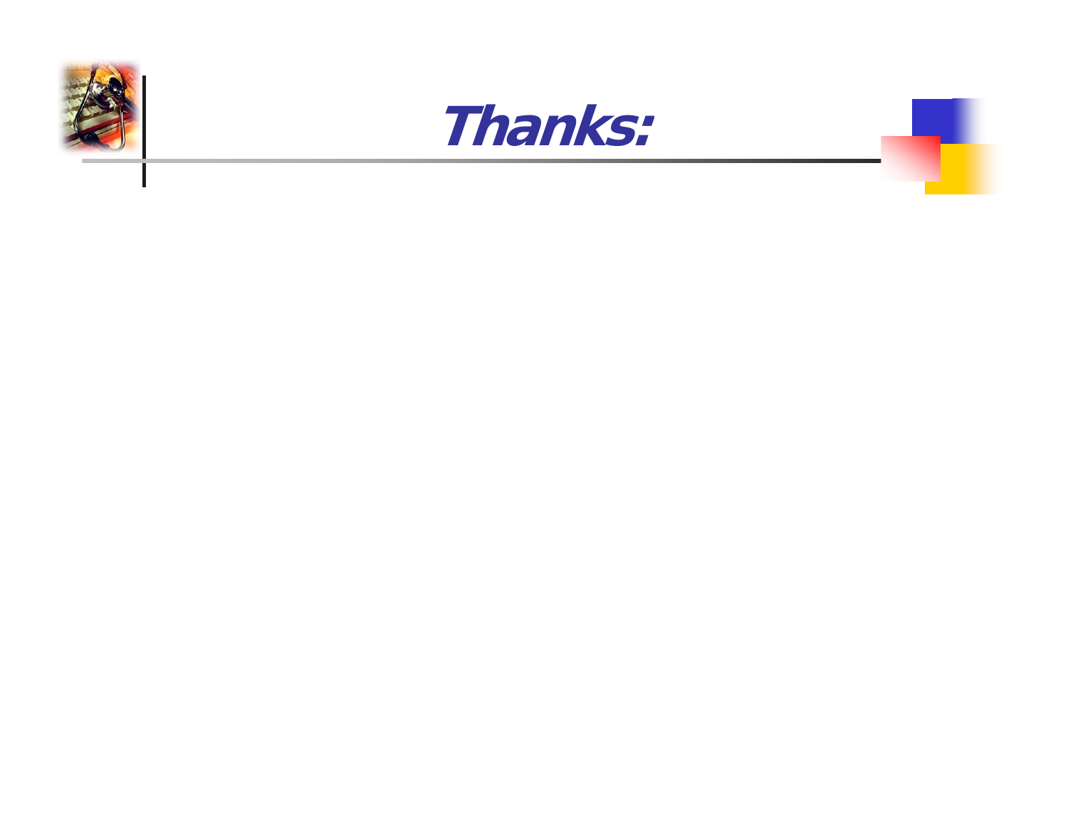# *Thanks:*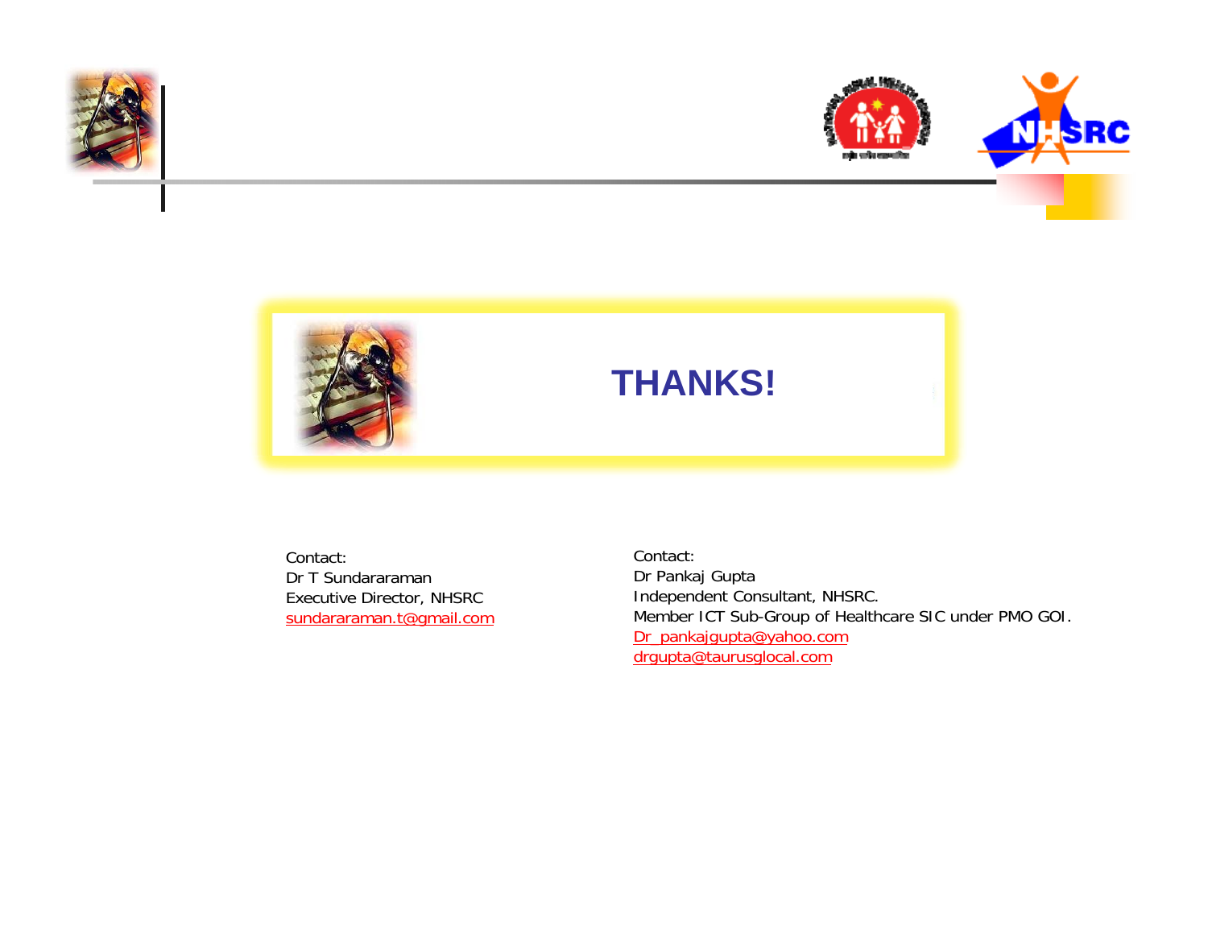# THANKS!

Contact:
Dr T Sundararaman
Executive Director, NHSRC
sundararaman.t@gmail.com

Contact:
Dr Pankaj Gupta
Independent Consultant, NHSRC.
Member ICT Sub-Group of Healthcare SIC under PMO GOI.
Dr_pankajgupta@yahoo.com
drgupta@taurusglocal.com